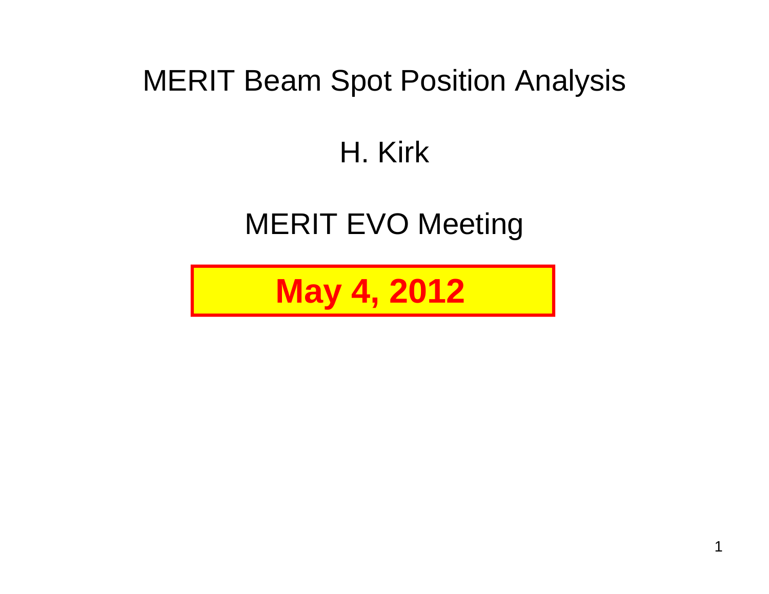# MERIT Beam Spot Position Analysis

H. Kirk

MERIT EVO Meeting

**May 4, 2012**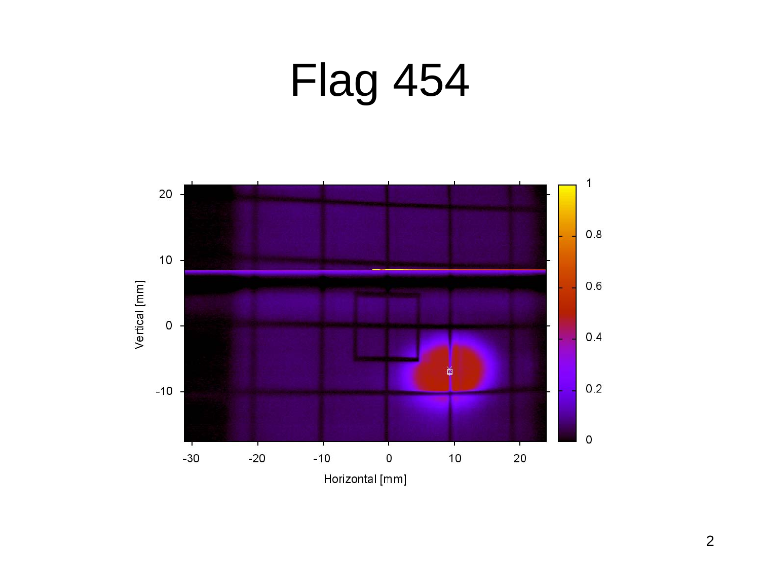# Flag 454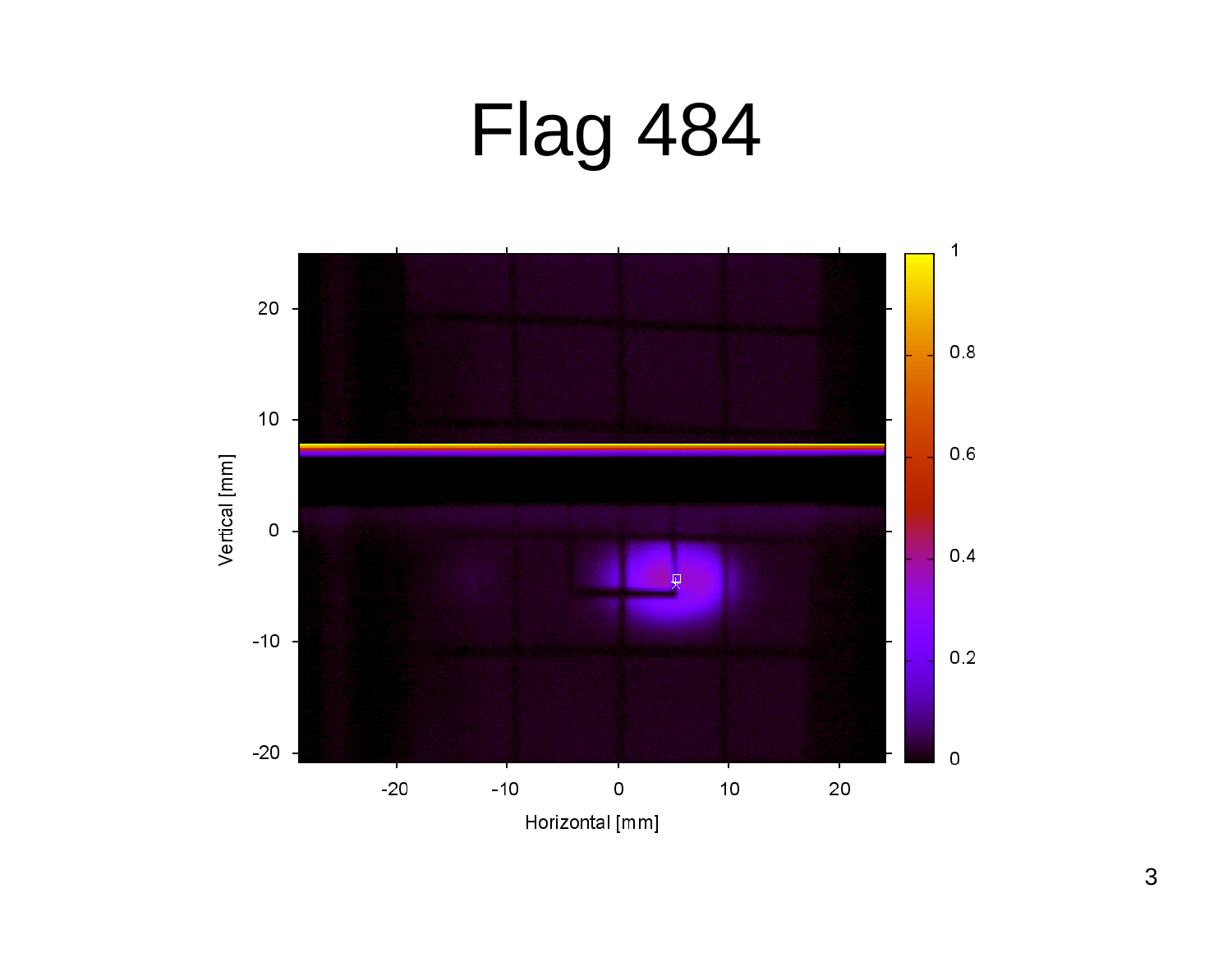# Flag 484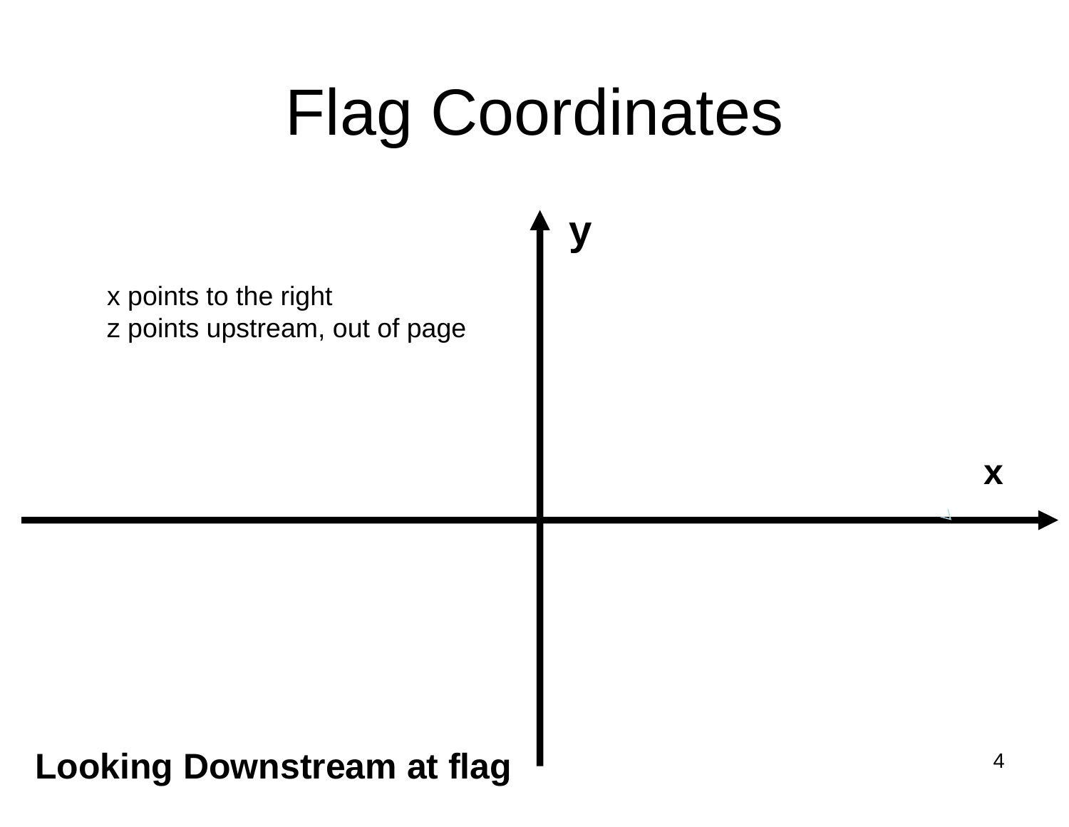# Flag Coordinates

y

x points to the right
z points upstream, out of page

x

**Looking Downstream at flag**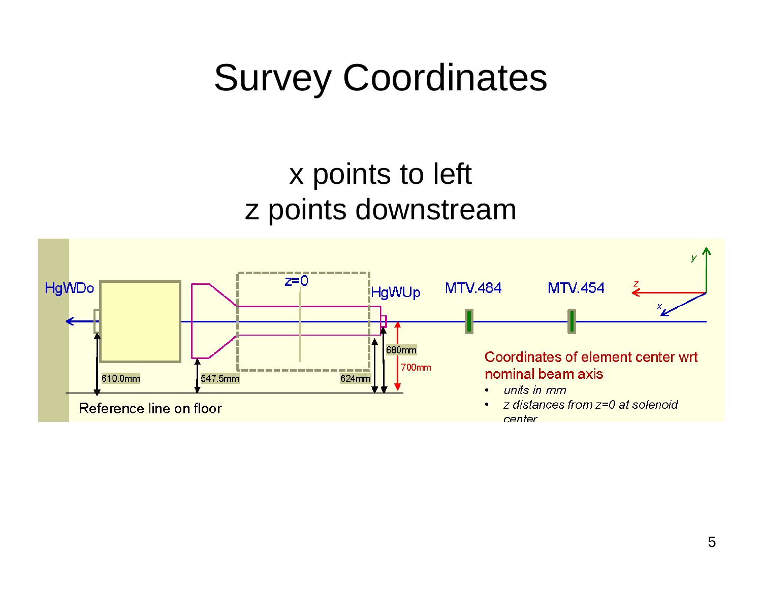# Survey Coordinates

x points to left
z points downstream

HgWDo

z=0

HgWUp

MTV.484

MTV.454

610.0mm

547.5mm

624mm

680mm

700mm

Reference line on floor

Coordinates of element center wrt nominal beam axis

- *units in mm*
- *z distances from z=0 at solenoid center*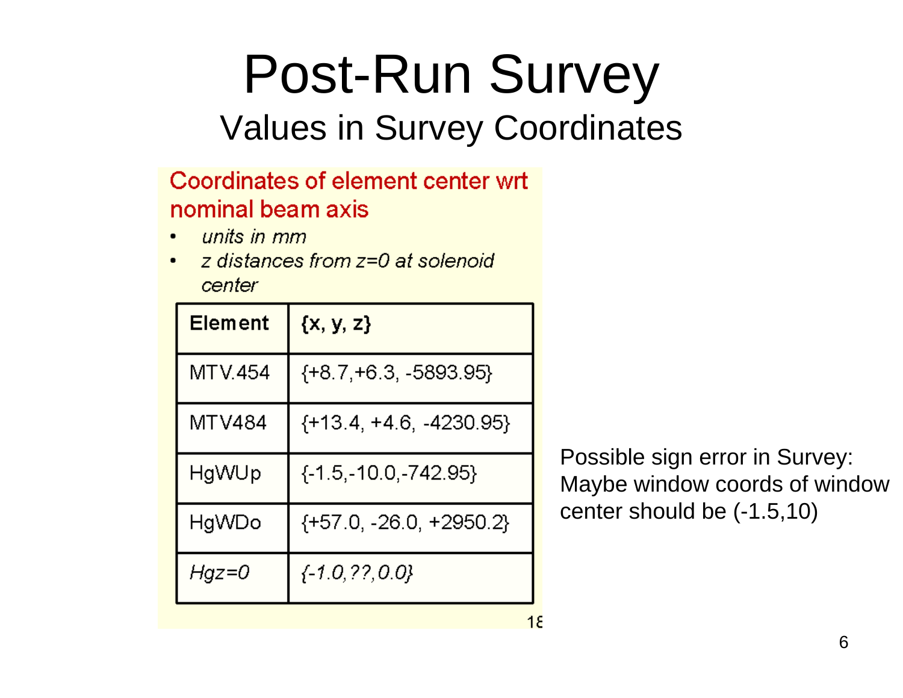# Post-Run Survey

## Values in Survey Coordinates

**Coordinates of element center wrt nominal beam axis**

- *units in mm*
- *z distances from z=0 at solenoid center*

| Element | {x, y, z} |
|---|---|
| MTV.454 | {+8.7,+6.3, -5893.95} |
| MTV484 | {+13.4, +4.6, -4230.95} |
| HgWUp | {-1.5,-10.0,-742.95} |
| HgWDo | {+57.0, -26.0, +2950.2} |
| *Hgz=0* | *{-1.0,??,0.0}* |

18

Possible sign error in Survey: Maybe window coords of window center should be (-1.5,10)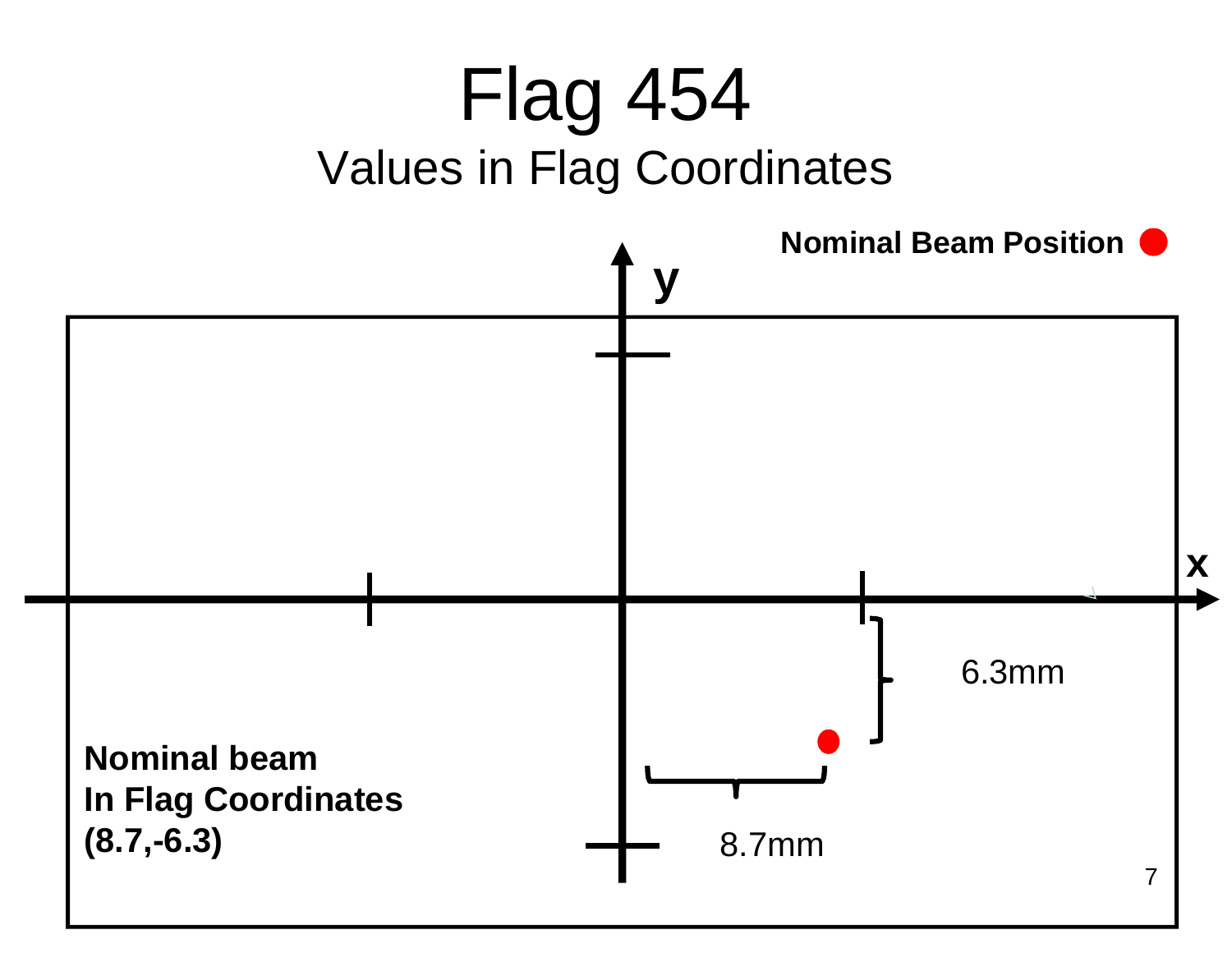# Flag 454

## Values in Flag Coordinates

**Nominal Beam Position**

y

x

6.3mm

8.7mm

**Nominal beam**
**In Flag Coordinates**
**(8.7,-6.3)**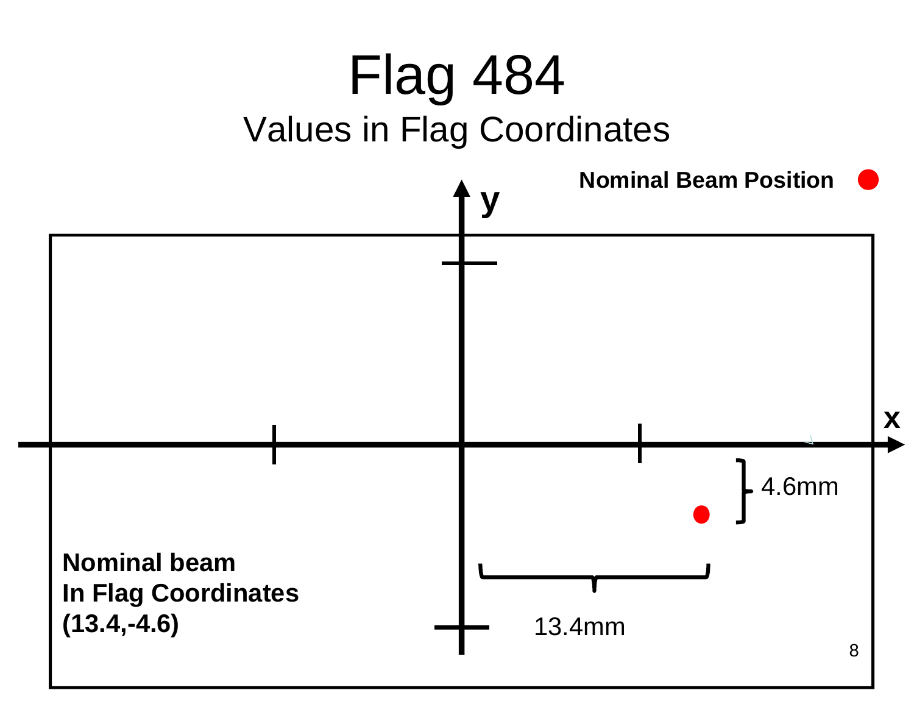# Flag 484

## Values in Flag Coordinates

**Nominal Beam Position**

y

x

4.6mm

13.4mm

**Nominal beam**
**In Flag Coordinates**
**(13.4,-4.6)**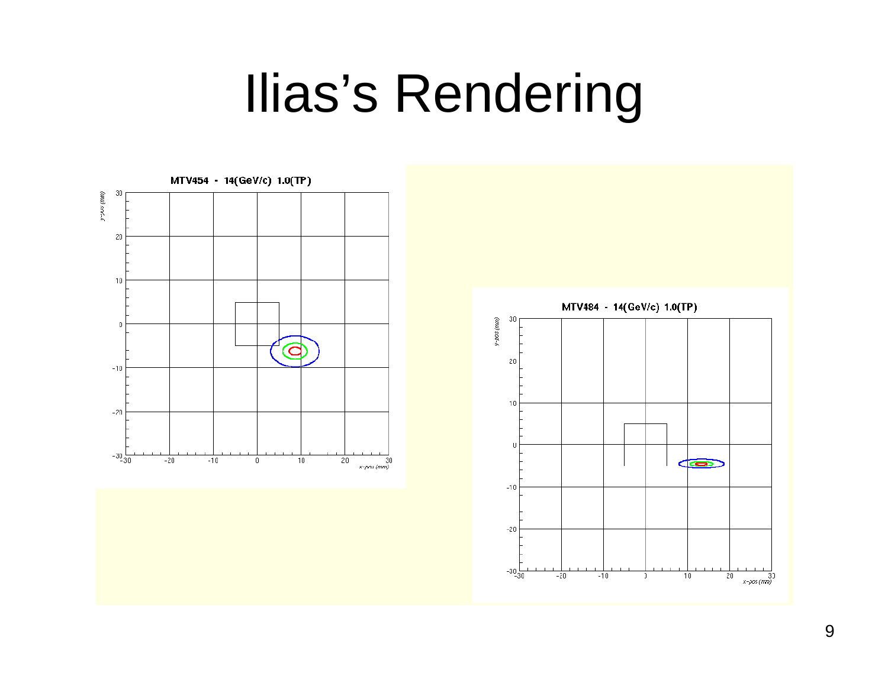# Ilias's Rendering

MTV454 - 14(GeV/c) 1.0(TP)

MTV484 - 14(GeV/c) 1.0(TP)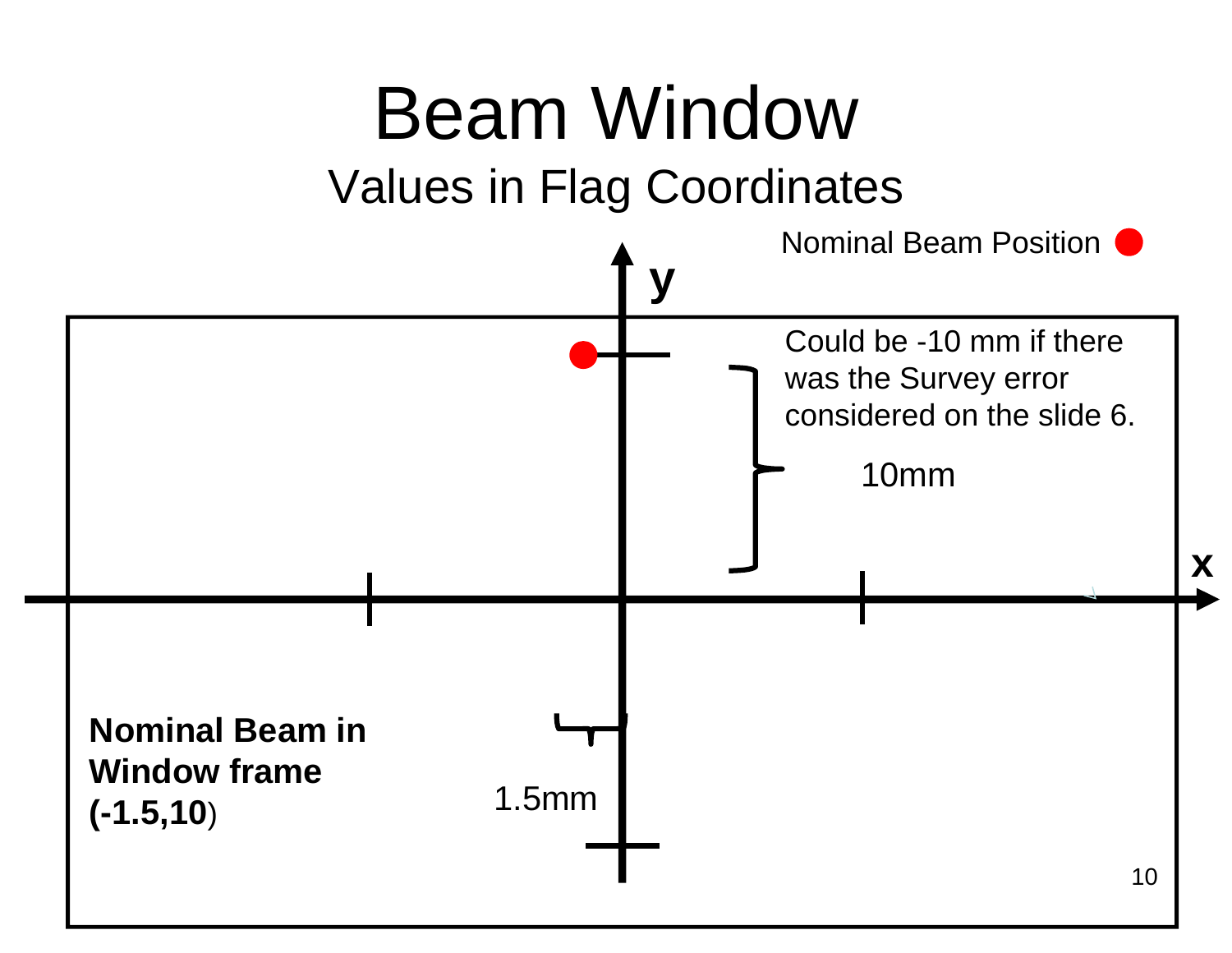# Beam Window

## Values in Flag Coordinates

Nominal Beam Position

y

x

Could be -10 mm if there was the Survey error considered on the slide 6.

10mm

1.5mm

**Nominal Beam in Window frame (-1.5,10)**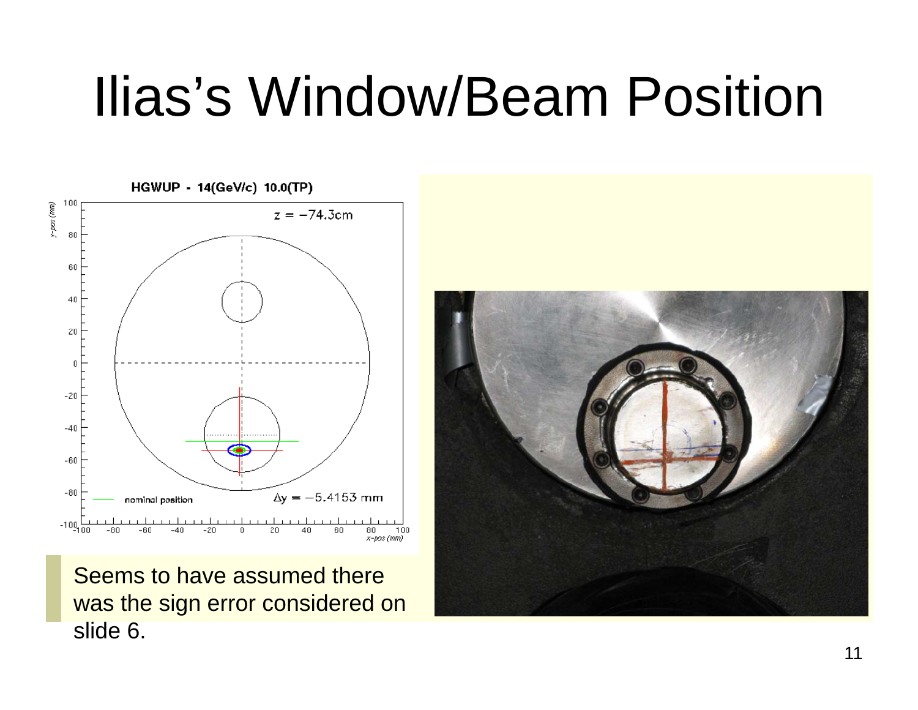# Ilias's Window/Beam Position

Seems to have assumed there was the sign error considered on slide 6.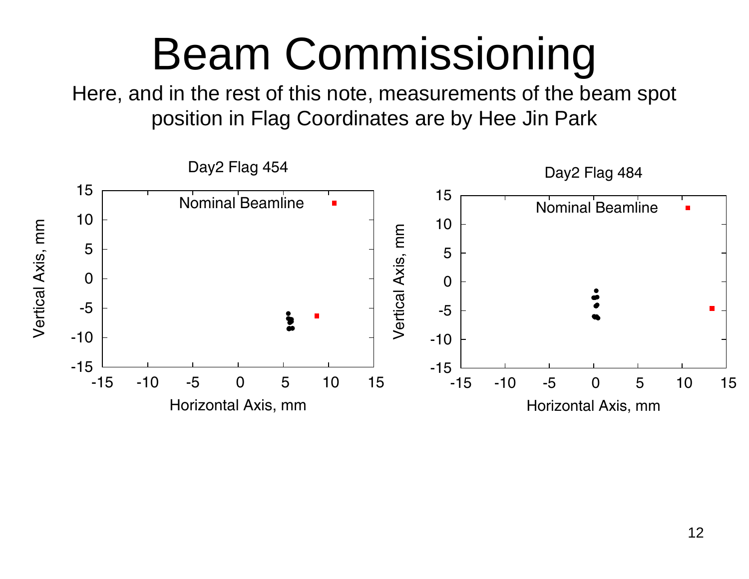# Beam Commissioning

Here, and in the rest of this note, measurements of the beam spot position in Flag Coordinates are by Hee Jin Park

Day2 Flag 454

Day2 Flag 484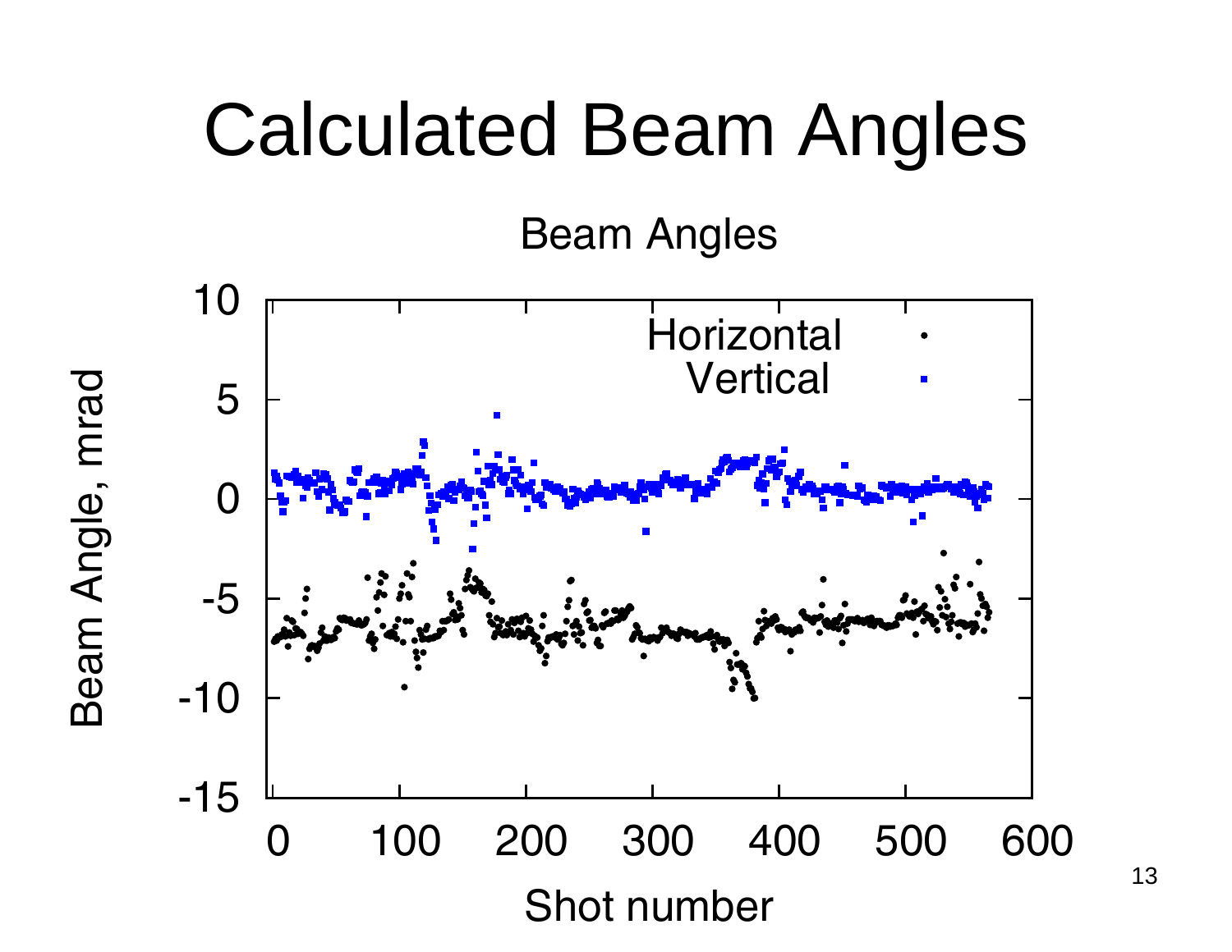# Calculated Beam Angles

Beam Angles

Beam Angle, mrad

Horizontal
Vertical

10
5
0
-5
-10
-15

0 100 200 300 400 500 600

Shot number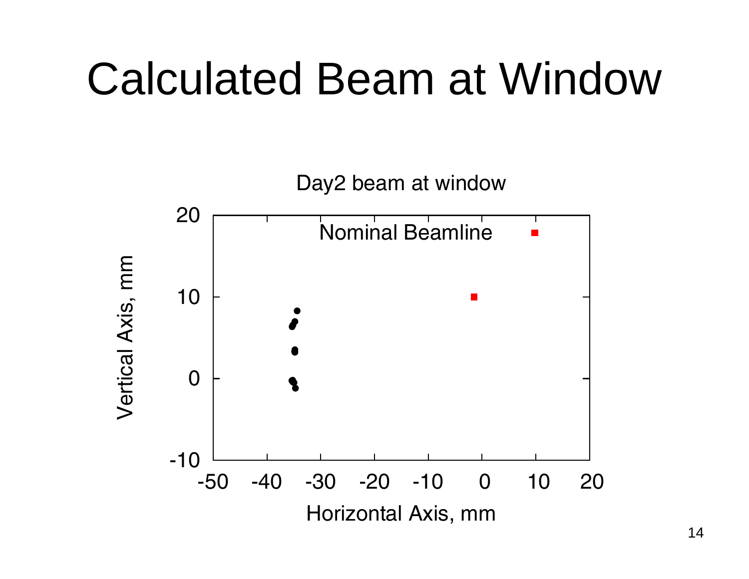# Calculated Beam at Window

Day2 beam at window

Nominal Beamline

Vertical Axis, mm

Horizontal Axis, mm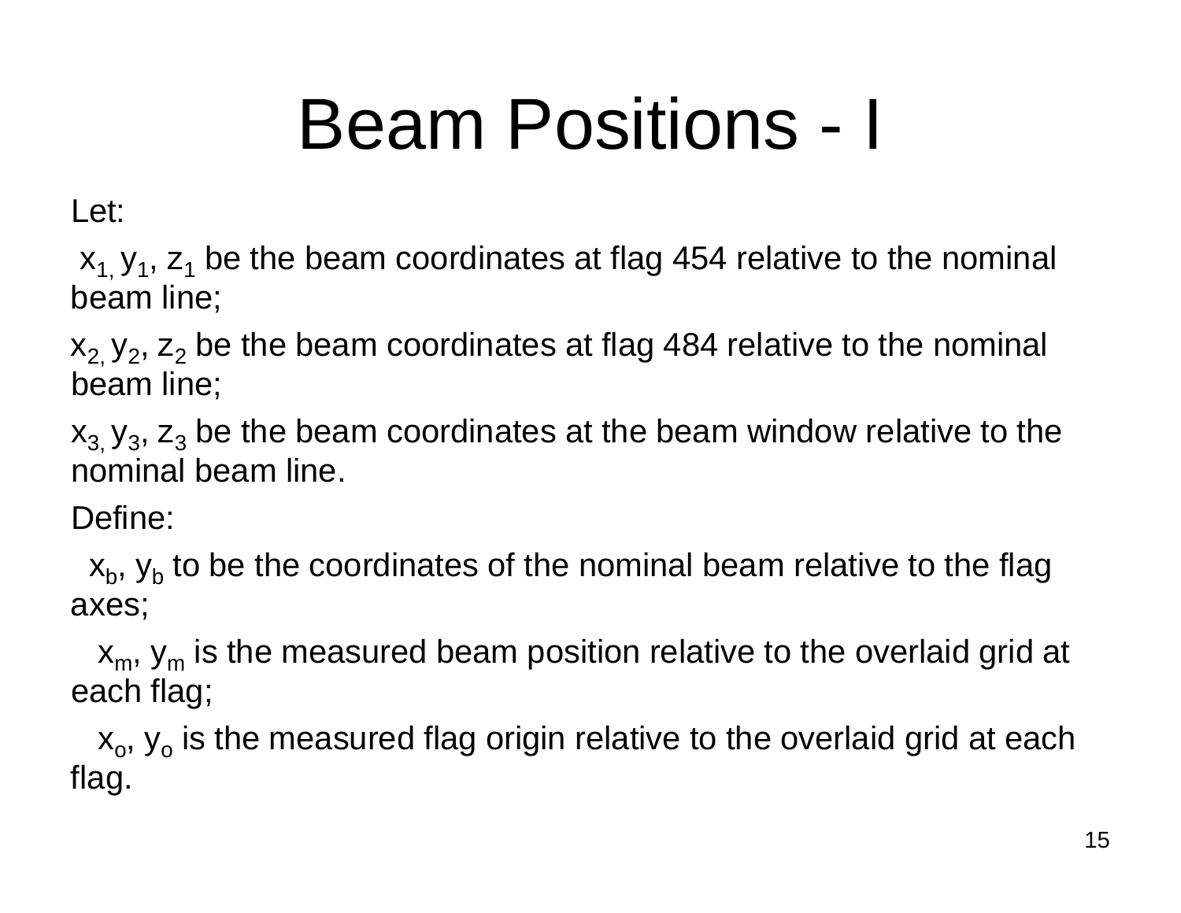# Beam Positions - I

Let:

$x_1$, $y_1$, $z_1$ be the beam coordinates at flag 454 relative to the nominal beam line;

$x_2$, $y_2$, $z_2$ be the beam coordinates at flag 484 relative to the nominal beam line;

$x_3$, $y_3$, $z_3$ be the beam coordinates at the beam window relative to the nominal beam line.

Define:

$x_b$, $y_b$ to be the coordinates of the nominal beam relative to the flag axes;

$x_m$, $y_m$ is the measured beam position relative to the overlaid grid at each flag;

$x_o$, $y_o$ is the measured flag origin relative to the overlaid grid at each flag.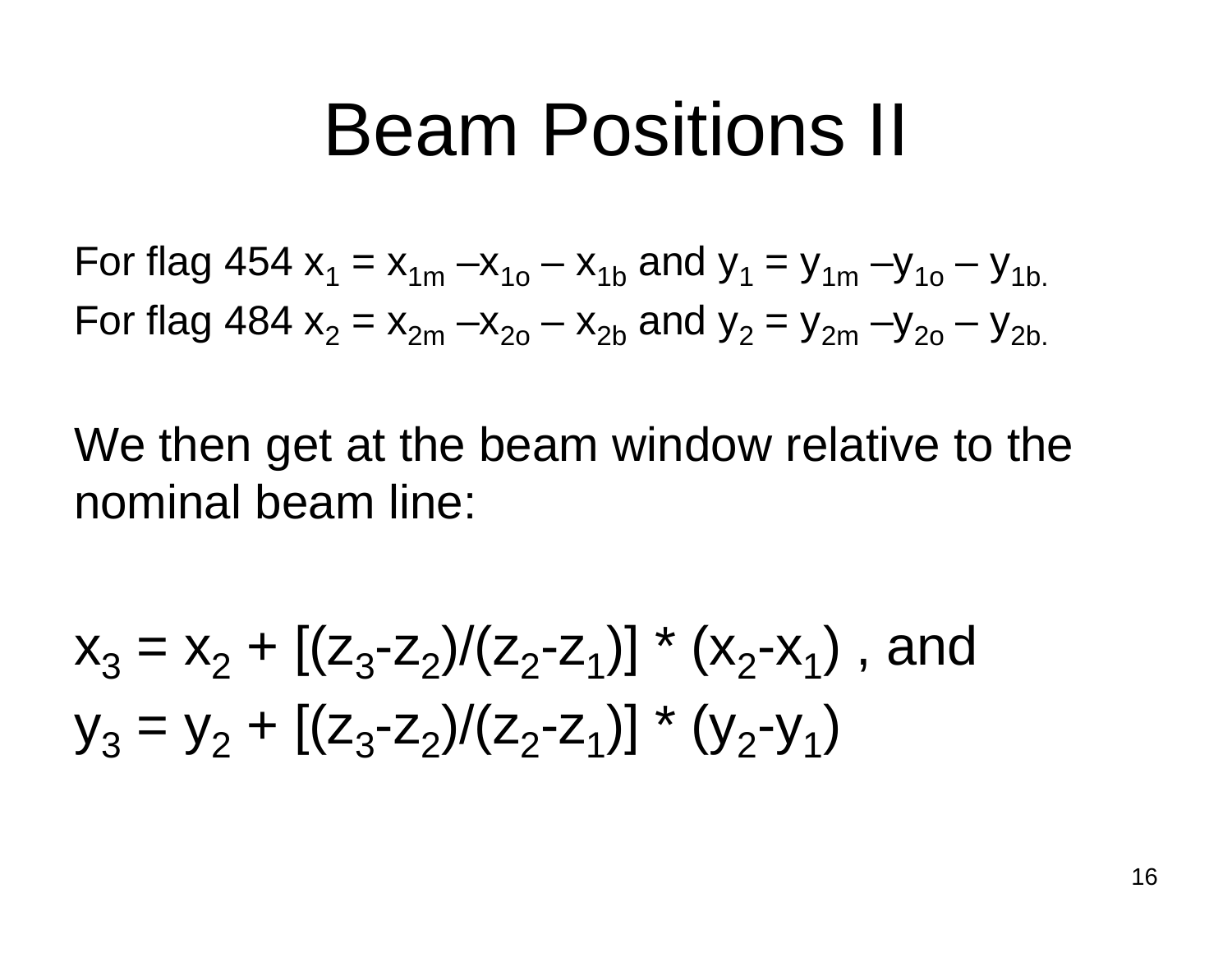# Beam Positions II

For flag 454 $x_1 = x_{1m} - x_{1o} - x_{1b}$ and $y_1 = y_{1m} - y_{1o} - y_{1b}$.

For flag 484 $x_2 = x_{2m} - x_{2o} - x_{2b}$ and $y_2 = y_{2m} - y_{2o} - y_{2b}$.

We then get at the beam window relative to the nominal beam line:

$$x_3 = x_2 + [(z_3 - z_2)/(z_2 - z_1)] * (x_2 - x_1) \text{ , and}$$

$$y_3 = y_2 + [(z_3 - z_2)/(z_2 - z_1)] * (y_2 - y_1)$$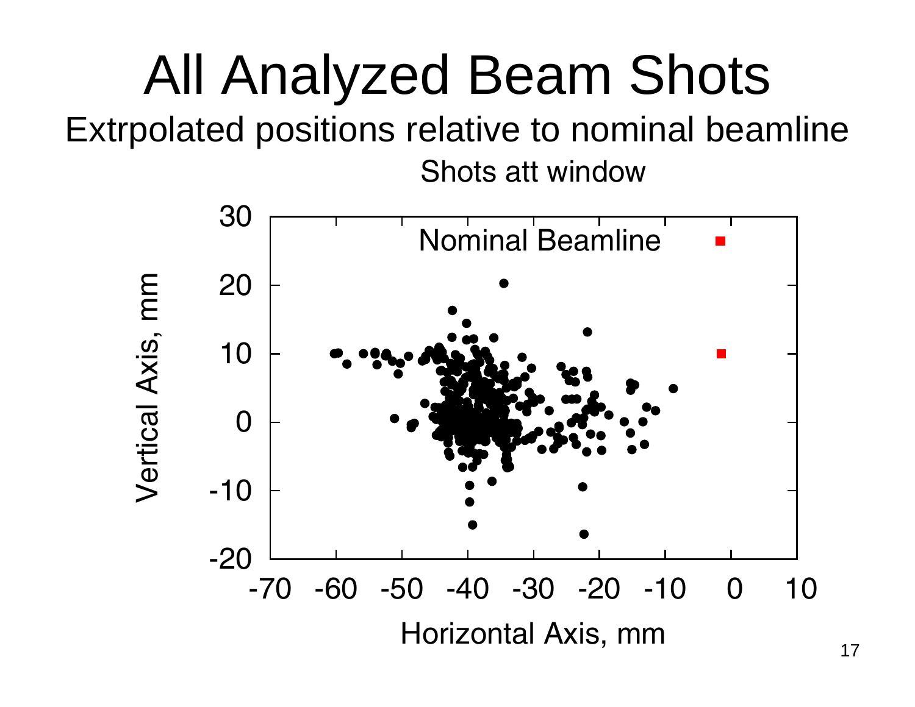# All Analyzed Beam Shots

## Extrpolated positions relative to nominal beamline

Shots att window

Nominal Beamline

Vertical Axis, mm

Horizontal Axis, mm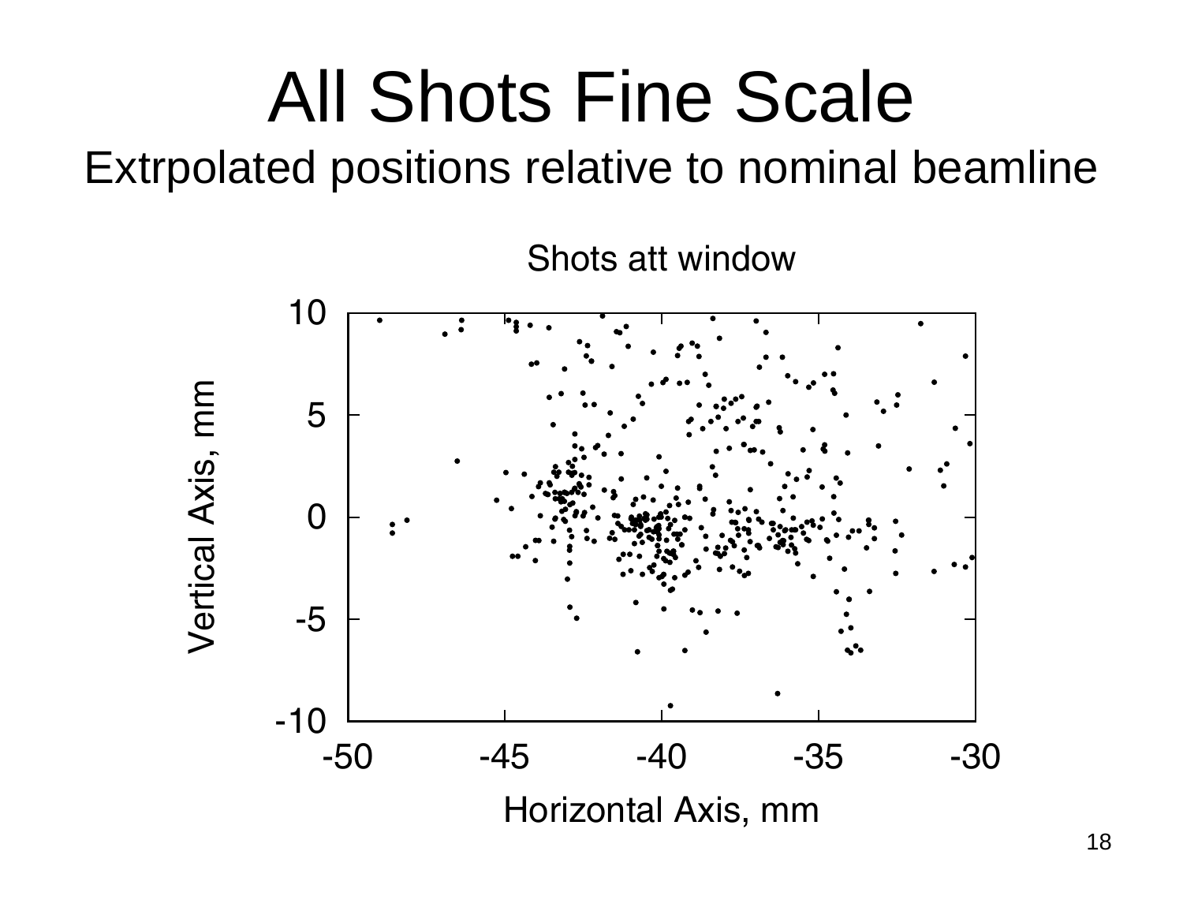# All Shots Fine Scale

## Extrpolated positions relative to nominal beamline

Shots att window

Vertical Axis, mm

10
5
0
-5
-10

-50
-45
-40
-35
-30

Horizontal Axis, mm